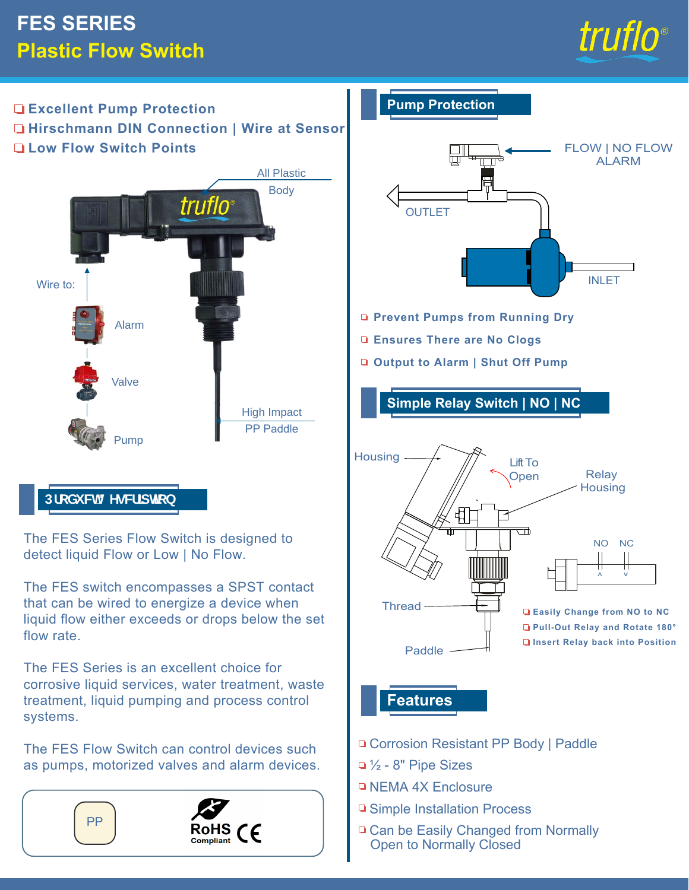# FES SERIES

## Plastic Flow Switch

- Excellent Pump Protection
- Hirschmann DIN Connection | Wire at Sensor
- Low Flow Switch Points

All Plastic Body

Wire to:

Alarm

Valve

Pump

High Impact PP Paddle

## Product Description

The FES Series Flow Switch is designed to detect liquid Flow or Low | No Flow.

The FES switch encompasses a SPST contact that can be wired to energize a device when liquid flow either exceeds or drops below the set flow rate.

The FES Series is an excellent choice for corrosive liquid services, water treatment, waste treatment, liquid pumping and process control systems.

The FES Flow Switch can control devices such as pumps, motorized valves and alarm devices.

PP

RoHS Compliant CE

## Pump Protection

FLOW | NO FLOW ALARM

OUTLET

INLET

- Prevent Pumps from Running Dry
- Ensures There are No Clogs
- Output to Alarm | Shut Off Pump

## Simple Relay Switch | NO | NC

Housing

Lift To Open

Relay Housing

NO NC

Thread

Paddle

- Easily Change from NO to NC
- Pull-Out Relay and Rotate 180°
- Insert Relay back into Position

## Features

- Corrosion Resistant PP Body | Paddle
- ½ - 8" Pipe Sizes
- NEMA 4X Enclosure
- Simple Installation Process
- Can be Easily Changed from Normally Open to Normally Closed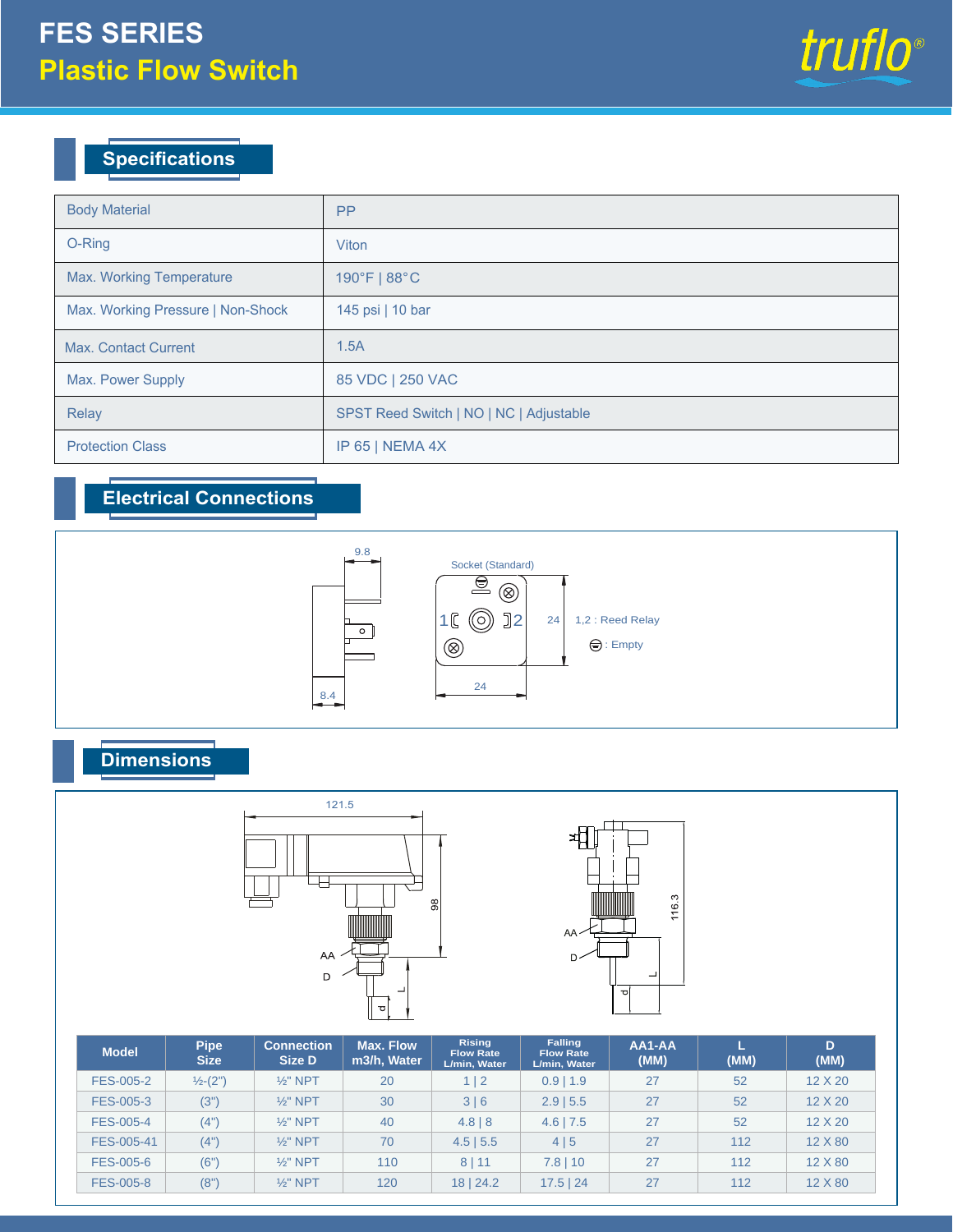# FES SERIES
## Plastic Flow Switch

truflo®

## Specifications

| | |
|---|---|
| Body Material | PP |
| O-Ring | Viton |
| Max. Working Temperature | 190°F \| 88°C |
| Max. Working Pressure \| Non-Shock | 145 psi \| 10 bar |
| Max. Contact Current | 1.5A |
| Max. Power Supply | 85 VDC \| 250 VAC |
| Relay | SPST Reed Switch \| NO \| NC \| Adjustable |
| Protection Class | IP 65 \| NEMA 4X |

## Electrical Connections

9.8

8.4

Socket (Standard)

1

2

24

24

1,2 : Reed Relay

⊜ : Empty

## Dimensions

121.5

98

AA

D

L

d

M

116.3

AA

D

L

d

| Model | Pipe Size | Connection Size D | Max. Flow m3/h, Water | Rising Flow Rate L/min, Water | Falling Flow Rate L/min, Water | AA1-AA (MM) | L (MM) | D (MM) |
|---|---|---|---|---|---|---|---|---|
| FES-005-2 | ½-(2") | ½" NPT | 20 | 1 \| 2 | 0.9 \| 1.9 | 27 | 52 | 12 X 20 |
| FES-005-3 | (3") | ½" NPT | 30 | 3 \| 6 | 2.9 \| 5.5 | 27 | 52 | 12 X 20 |
| FES-005-4 | (4") | ½" NPT | 40 | 4.8 \| 8 | 4.6 \| 7.5 | 27 | 52 | 12 X 20 |
| FES-005-41 | (4") | ½" NPT | 70 | 4.5 \| 5.5 | 4 \| 5 | 27 | 112 | 12 X 80 |
| FES-005-6 | (6") | ½" NPT | 110 | 8 \| 11 | 7.8 \| 10 | 27 | 112 | 12 X 80 |
| FES-005-8 | (8") | ½" NPT | 120 | 18 \| 24.2 | 17.5 \| 24 | 27 | 112 | 12 X 80 |